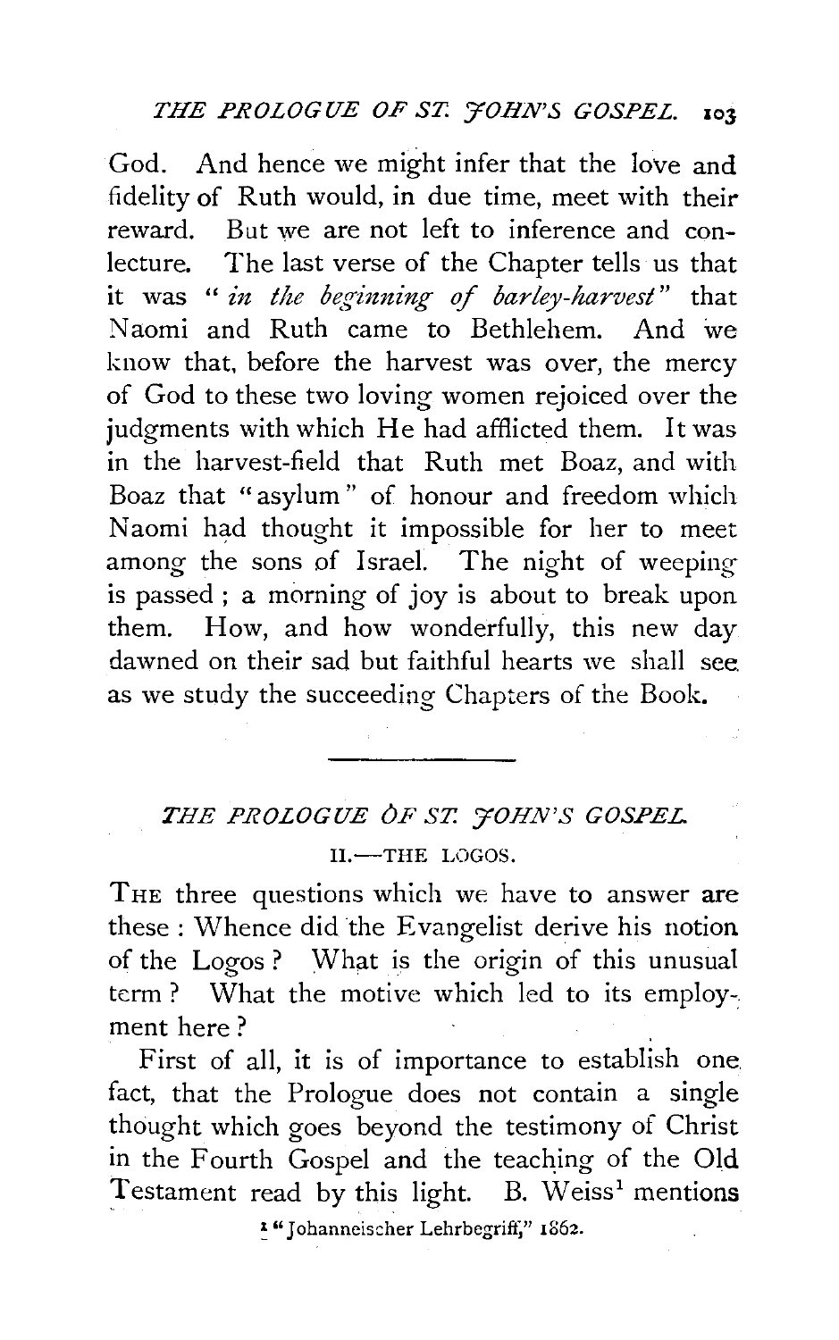God. And hence we might infer that the love and fidelity of Ruth would, in due time, meet with their reward. But we are not left to inference and conlecture. The last verse of the Chapter tells us that it was "*in the beginning of barley-harvest*" that Naomi and Ruth came to Bethlehem. And we know that, before the harvest was over, the mercy of God to these two loving women rejoiced over the judgments with which He had afflicted them. It was in the harvest-field that Ruth met Boaz, and with Boaz that "asylum" of honour and freedom which Naomi had thought it impossible for her to meet among the sons of Israel. The night of weeping is passed; a morning of joy is about to break upon them. How, and how wonderfully, this new day dawned on their sad but faithful hearts we shall see as we study the succeeding Chapters of the Book.

---

## *THE PROLOGUE OF ST. JOHN'S GOSPEL.*

### II.—THE LOGOS.

THE three questions which we have to answer are these: Whence did the Evangelist derive his notion of the Logos? What is the origin of this unusual term? What the motive which led to its employment here?

First of all, it is of importance to establish one fact, that the Prologue does not contain a single thought which goes beyond the testimony of Christ in the Fourth Gospel and the teaching of the Old Testament read by this light. B. Weiss[1] mentions

[1] "Johanneischer Lehrbegriff," 1862.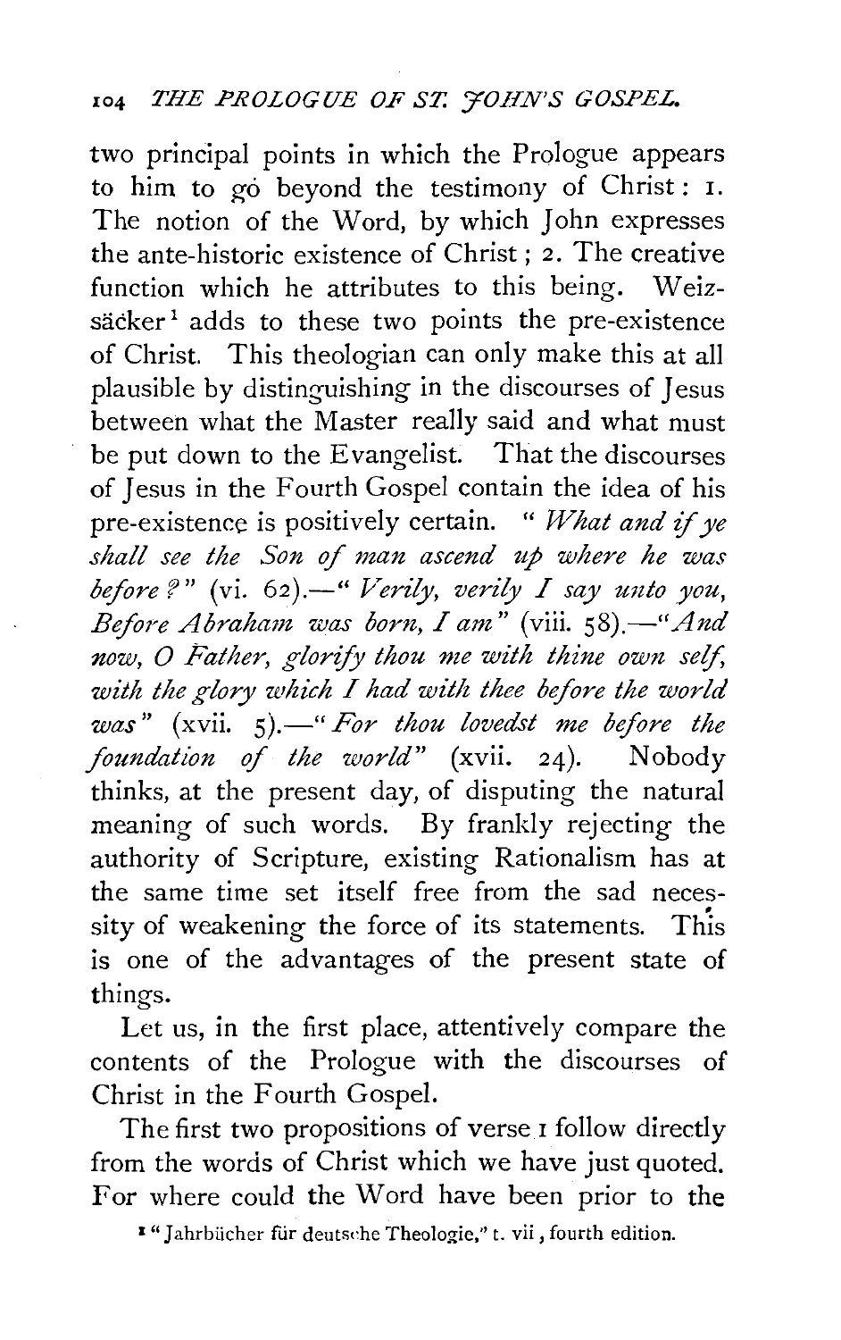two principal points in which the Prologue appears to him to go beyond the testimony of Christ: 1. The notion of the Word, by which John expresses the ante-historic existence of Christ; 2. The creative function which he attributes to this being. Weizsäcker[1] adds to these two points the pre-existence of Christ. This theologian can only make this at all plausible by distinguishing in the discourses of Jesus between what the Master really said and what must be put down to the Evangelist. That the discourses of Jesus in the Fourth Gospel contain the idea of his pre-existence is positively certain. "*What and if ye shall see the Son of man ascend up where he was before?*" (vi. 62).—"*Verily, verily I say unto you, Before Abraham was born, I am*" (viii. 58).—"*And now, O Father, glorify thou me with thine own self, with the glory which I had with thee before the world was*" (xvii. 5).—"*For thou lovedst me before the foundation of the world*" (xvii. 24). Nobody thinks, at the present day, of disputing the natural meaning of such words. By frankly rejecting the authority of Scripture, existing Rationalism has at the same time set itself free from the sad necessity of weakening the force of its statements. This is one of the advantages of the present state of things.

Let us, in the first place, attentively compare the contents of the Prologue with the discourses of Christ in the Fourth Gospel.

The first two propositions of verse 1 follow directly from the words of Christ which we have just quoted. For where could the Word have been prior to the

[1] "Jahrbücher für deutsche Theologie," t. vii, fourth edition.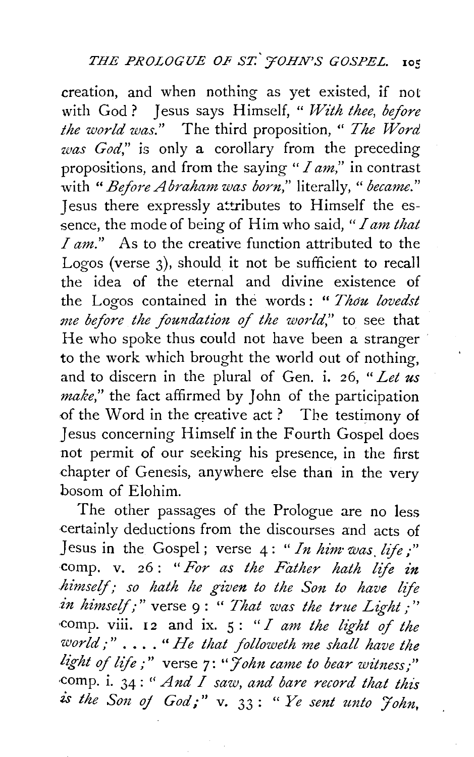creation, and when nothing as yet existed, if not with God? Jesus says Himself, "*With thee, before the world was.*" The third proposition, "*The Word was God,*" is only a corollary from the preceding propositions, and from the saying "*I am,*" in contrast with "*Before Abraham was born,*" literally, "*became.*" Jesus there expressly attributes to Himself the essence, the mode of being of Him who said, "*I am that I am.*" As to the creative function attributed to the Logos (verse 3), should it not be sufficient to recall the idea of the eternal and divine existence of the Logos contained in the words: "*Thou lovedst me before the foundation of the world,*" to see that He who spoke thus could not have been a stranger to the work which brought the world out of nothing, and to discern in the plural of Gen. i. 26, "*Let us make,*" the fact affirmed by John of the participation of the Word in the creative act? The testimony of Jesus concerning Himself in the Fourth Gospel does not permit of our seeking his presence, in the first chapter of Genesis, anywhere else than in the very bosom of Elohim.

The other passages of the Prologue are no less certainly deductions from the discourses and acts of Jesus in the Gospel; verse 4: "*In him was life;*" comp. v. 26: "*For as the Father hath life in himself; so hath he given to the Son to have life in himself;*" verse 9: "*That was the true Light;*" comp. viii. 12 and ix. 5: "*I am the light of the world;*" .... "*He that followeth me shall have the light of life;*" verse 7: "*John came to bear witness;*" comp. i. 34: "*And I saw, and bare record that this is the Son of God;*" v. 33: "*Ye sent unto John,*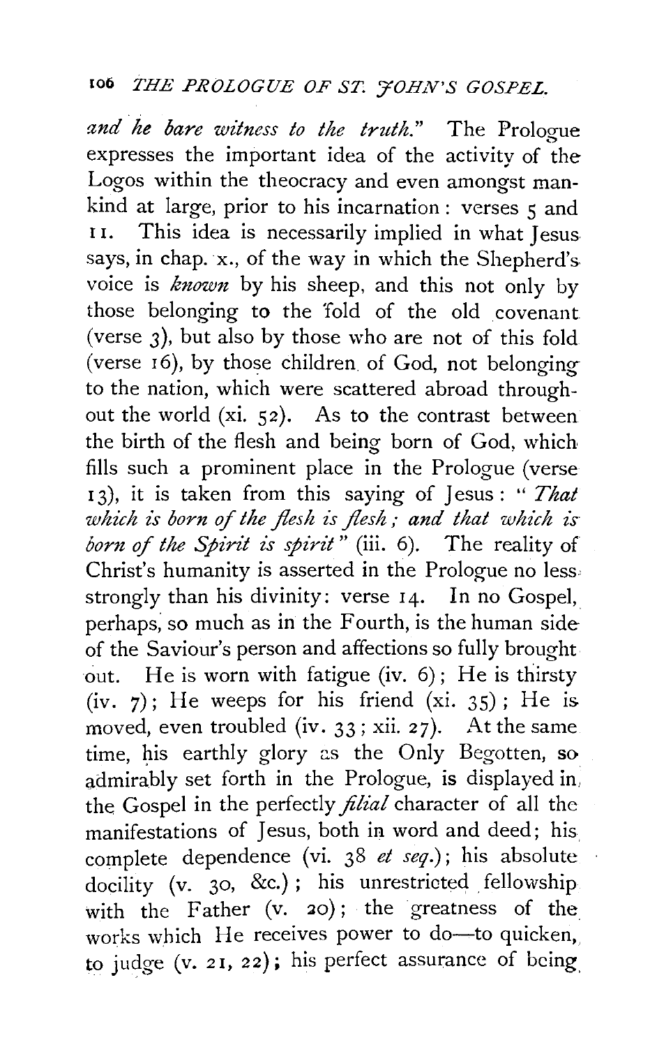*and he bare witness to the truth.*" The Prologue expresses the important idea of the activity of the Logos within the theocracy and even amongst mankind at large, prior to his incarnation: verses 5 and 11. This idea is necessarily implied in what Jesus says, in chap. x., of the way in which the Shepherd's voice is *known* by his sheep, and this not only by those belonging to the fold of the old covenant (verse 3), but also by those who are not of this fold (verse 16), by those children of God, not belonging to the nation, which were scattered abroad throughout the world (xi. 52). As to the contrast between the birth of the flesh and being born of God, which fills such a prominent place in the Prologue (verse 13), it is taken from this saying of Jesus: "*That which is born of the flesh is flesh; and that which is born of the Spirit is spirit*" (iii. 6). The reality of Christ's humanity is asserted in the Prologue no less strongly than his divinity: verse 14. In no Gospel, perhaps, so much as in the Fourth, is the human side of the Saviour's person and affections so fully brought out. He is worn with fatigue (iv. 6); He is thirsty (iv. 7); He weeps for his friend (xi. 35); He is moved, even troubled (iv. 33; xii. 27). At the same time, his earthly glory as the Only Begotten, so admirably set forth in the Prologue, is displayed in the Gospel in the perfectly *filial* character of all the manifestations of Jesus, both in word and deed; his complete dependence (vi. 38 *et seq.*); his absolute docility (v. 30, &c.); his unrestricted fellowship with the Father (v. 20); the greatness of the works which He receives power to do—to quicken, to judge (v. 21, 22); his perfect assurance of being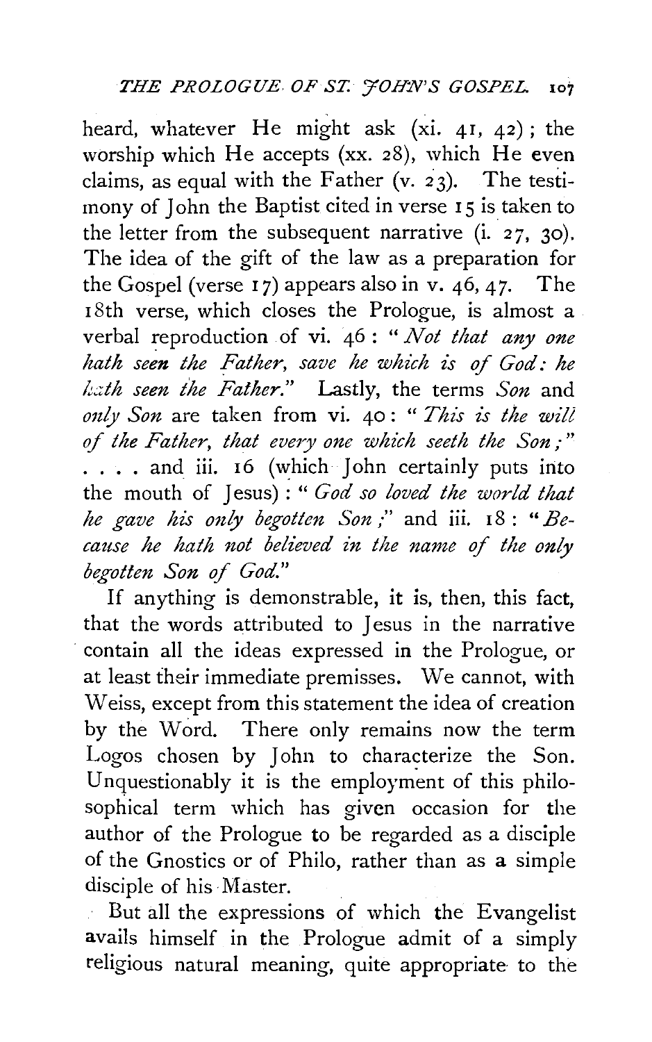heard, whatever He might ask (xi. 41, 42); the worship which He accepts (xx. 28), which He even claims, as equal with the Father (v. 23). The testimony of John the Baptist cited in verse 15 is taken to the letter from the subsequent narrative (i. 27, 30). The idea of the gift of the law as a preparation for the Gospel (verse 17) appears also in v. 46, 47. The 18th verse, which closes the Prologue, is almost a verbal reproduction of vi. 46: "*Not that any one hath seen the Father, save he which is of God: he hath seen the Father.*" Lastly, the terms *Son* and *only Son* are taken from vi. 40: "*This is the will of the Father, that every one which seeth the Son;*" . . . . and iii. 16 (which John certainly puts into the mouth of Jesus): "*God so loved the world that he gave his only begotten Son;*" and iii. 18: "*Because he hath not believed in the name of the only begotten Son of God.*"

If anything is demonstrable, it is, then, this fact, that the words attributed to Jesus in the narrative contain all the ideas expressed in the Prologue, or at least their immediate premisses. We cannot, with Weiss, except from this statement the idea of creation by the Word. There only remains now the term Logos chosen by John to characterize the Son. Unquestionably it is the employment of this philosophical term which has given occasion for the author of the Prologue to be regarded as a disciple of the Gnostics or of Philo, rather than as a simple disciple of his Master.

But all the expressions of which the Evangelist avails himself in the Prologue admit of a simply religious natural meaning, quite appropriate to the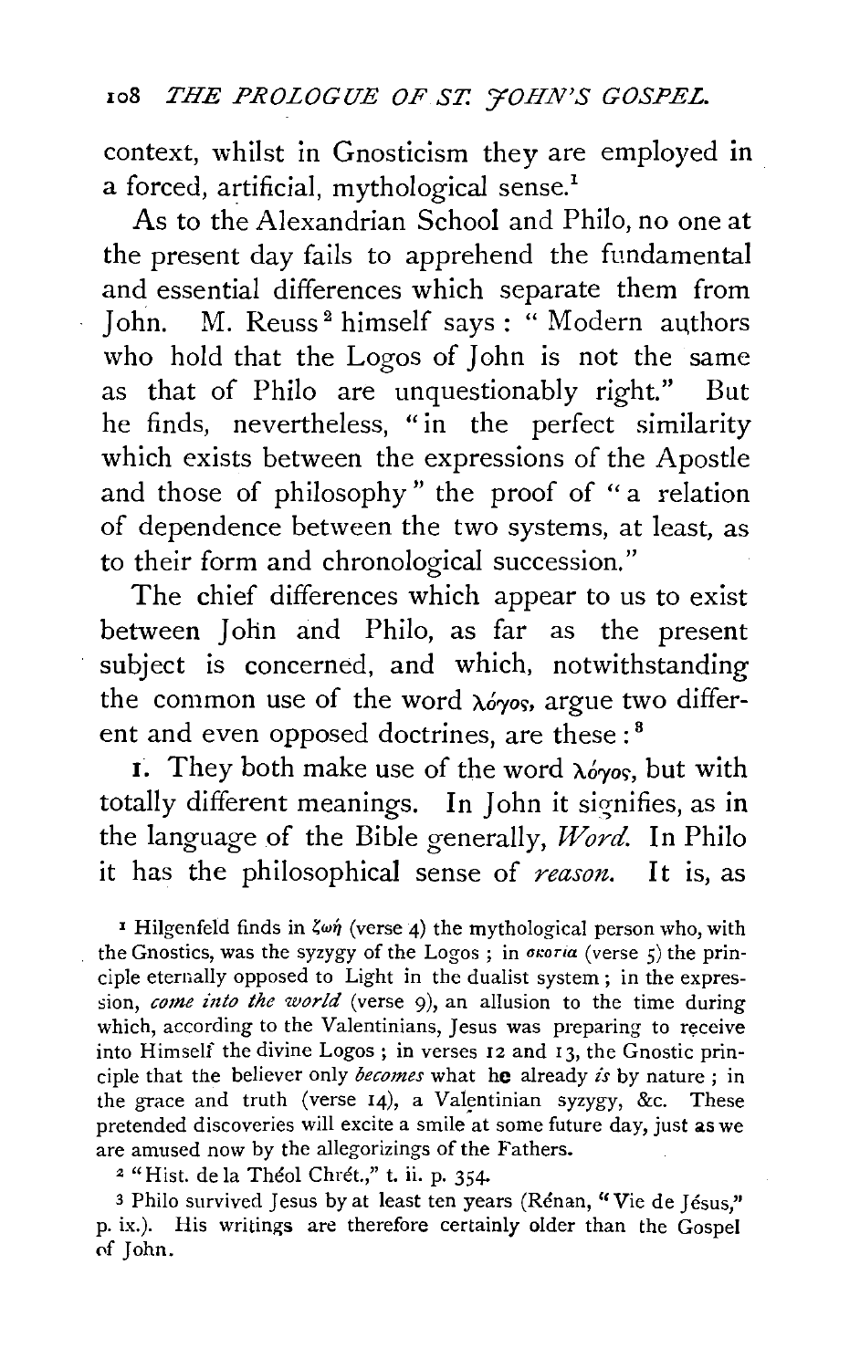context, whilst in Gnosticism they are employed in a forced, artificial, mythological sense.[1]

As to the Alexandrian School and Philo, no one at the present day fails to apprehend the fundamental and essential differences which separate them from John. M. Reuss[2] himself says: "Modern authors who hold that the Logos of John is not the same as that of Philo are unquestionably right." But he finds, nevertheless, "in the perfect similarity which exists between the expressions of the Apostle and those of philosophy" the proof of "a relation of dependence between the two systems, at least, as to their form and chronological succession."

The chief differences which appear to us to exist between John and Philo, as far as the present subject is concerned, and which, notwithstanding the common use of the word λόγος, argue two different and even opposed doctrines, are these:[3]

1. They both make use of the word λόγος, but with totally different meanings. In John it signifies, as in the language of the Bible generally, *Word*. In Philo it has the philosophical sense of *reason*. It is, as

[1] Hilgenfeld finds in ζωή (verse 4) the mythological person who, with the Gnostics, was the syzygy of the Logos; in σκοτία (verse 5) the principle eternally opposed to Light in the dualist system; in the expression, *come into the world* (verse 9), an allusion to the time during which, according to the Valentinians, Jesus was preparing to receive into Himself the divine Logos; in verses 12 and 13, the Gnostic principle that the believer only *becomes* what he already *is* by nature; in the grace and truth (verse 14), a Valentinian syzygy, &c. These pretended discoveries will excite a smile at some future day, just as we are amused now by the allegorizings of the Fathers.

[2] "Hist. de la Théol Chrét.," t. ii. p. 354.

[3] Philo survived Jesus by at least ten years (Rénan, "Vie de Jésus," p. ix.). His writings are therefore certainly older than the Gospel of John.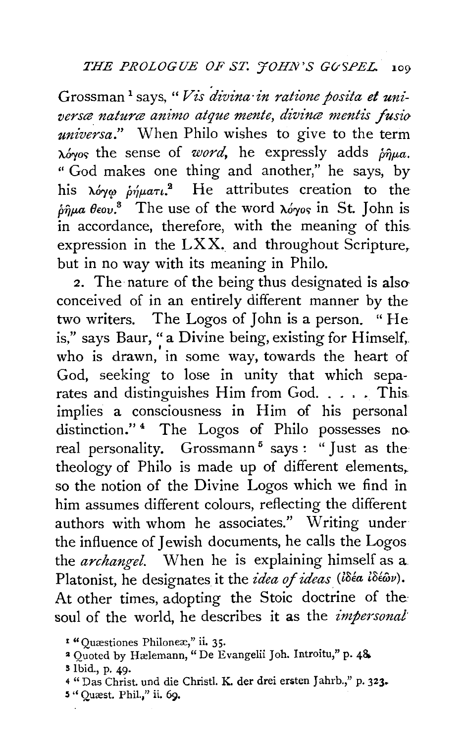Grossman[1] says, "*Vis divina in ratione posita et universæ naturæ animo atque mente, divinæ mentis fusio universa.*" When Philo wishes to give to the term λόγος the sense of *word*, he expressly adds ῥῆμα. "God makes one thing and another," he says, by his λόγῳ ῥήματι.[2] He attributes creation to the ῥῆμα θεου.[3] The use of the word λόγος in St. John is in accordance, therefore, with the meaning of this expression in the LXX. and throughout Scripture, but in no way with its meaning in Philo.

2. The nature of the being thus designated is also conceived of in an entirely different manner by the two writers. The Logos of John is a person. "He is," says Baur, "a Divine being, existing for Himself, who is drawn, in some way, towards the heart of God, seeking to lose in unity that which separates and distinguishes Him from God. . . . . This implies a consciousness in Him of his personal distinction."[4] The Logos of Philo possesses no real personality. Grossmann[5] says: "Just as the theology of Philo is made up of different elements, so the notion of the Divine Logos which we find in him assumes different colours, reflecting the different authors with whom he associates." Writing under the influence of Jewish documents, he calls the Logos the *archangel*. When he is explaining himself as a Platonist, he designates it the *idea of ideas* (ἰδέα ἰδέων). At other times, adopting the Stoic doctrine of the soul of the world, he describes it as the *impersonal*

[1] "Quæstiones Philoneæ," ii. 35.

[2] Quoted by Hælemann, "De Evangelii Joh. Introitu," p. 48.

[3] Ibid., p. 49.

[4] "Das Christ. und die Christl. K. der drei ersten Jahrb.," p. 323.

[5] "Quæst. Phil.," ii. 69.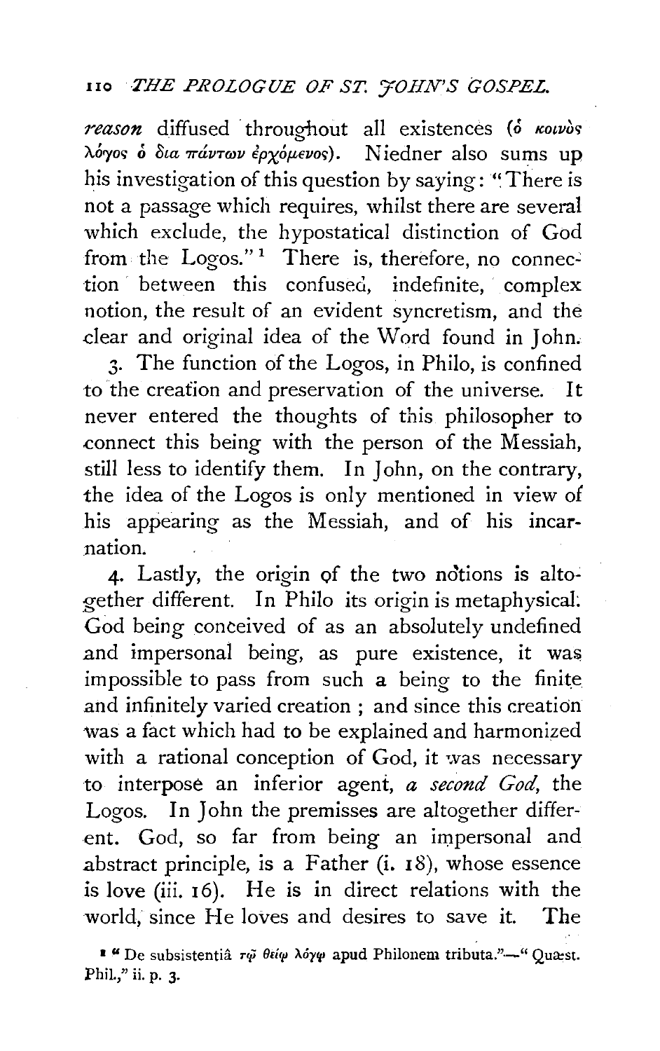*reason* diffused throughout all existences (ὁ κοινὸς λόγος ὁ δια πάντων ἐρχόμενος). Niedner also sums up his investigation of this question by saying: "There is not a passage which requires, whilst there are several which exclude, the hypostatical distinction of God from the Logos."[1] There is, therefore, no connection between this confused, indefinite, complex notion, the result of an evident syncretism, and the clear and original idea of the Word found in John.

3. The function of the Logos, in Philo, is confined to the creation and preservation of the universe. It never entered the thoughts of this philosopher to connect this being with the person of the Messiah, still less to identify them. In John, on the contrary, the idea of the Logos is only mentioned in view of his appearing as the Messiah, and of his incarnation.

4. Lastly, the origin of the two notions is altogether different. In Philo its origin is metaphysical. God being conceived of as an absolutely undefined and impersonal being, as pure existence, it was impossible to pass from such a being to the finite and infinitely varied creation; and since this creation was a fact which had to be explained and harmonized with a rational conception of God, it was necessary to interpose an inferior agent, *a second God*, the Logos. In John the premisses are altogether different. God, so far from being an impersonal and abstract principle, is a Father (i. 18), whose essence is love (iii. 16). He is in direct relations with the world, since He loves and desires to save it. The

[1] "De subsistentiâ τῷ θείῳ λόγῳ apud Philonem tributa."—"Quæst. Phil.," ii. p. 3.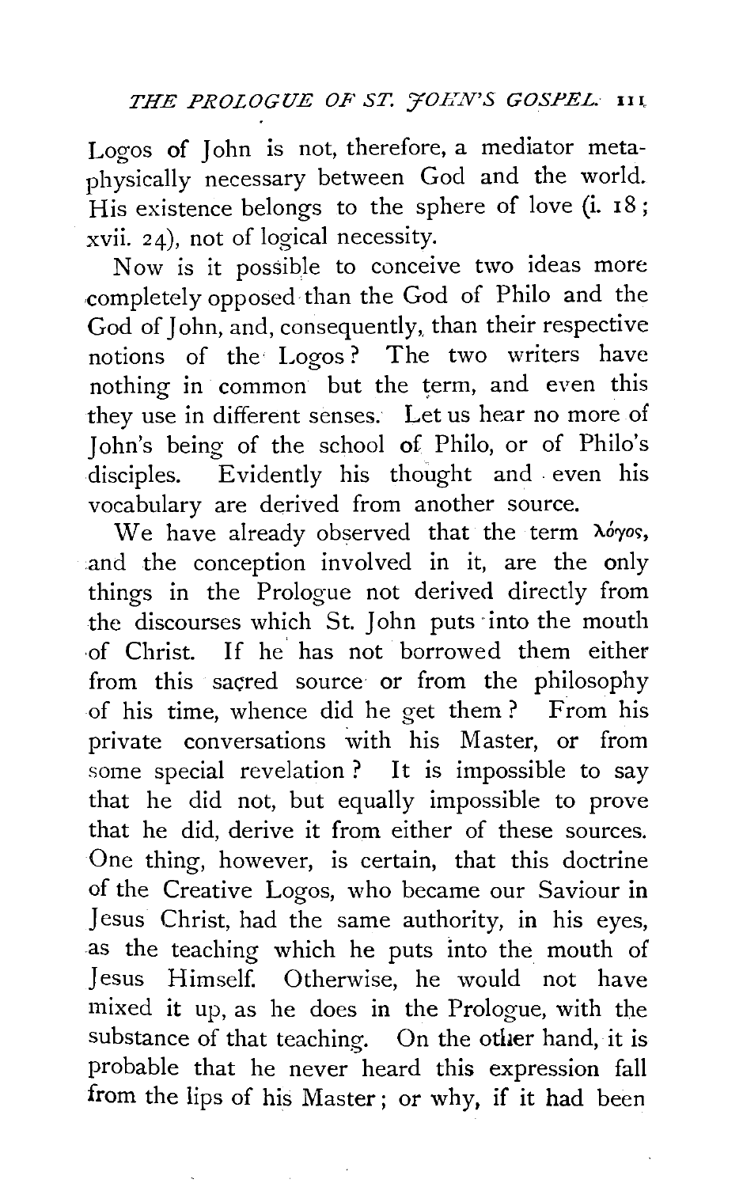Logos of John is not, therefore, a mediator metaphysically necessary between God and the world. His existence belongs to the sphere of love (i. 18; xvii. 24), not of logical necessity.

Now is it possible to conceive two ideas more completely opposed than the God of Philo and the God of John, and, consequently, than their respective notions of the Logos? The two writers have nothing in common but the term, and even this they use in different senses. Let us hear no more of John's being of the school of Philo, or of Philo's disciples. Evidently his thought and even his vocabulary are derived from another source.

We have already observed that the term λόγος, and the conception involved in it, are the only things in the Prologue not derived directly from the discourses which St. John puts into the mouth of Christ. If he has not borrowed them either from this sacred source or from the philosophy of his time, whence did he get them? From his private conversations with his Master, or from some special revelation? It is impossible to say that he did not, but equally impossible to prove that he did, derive it from either of these sources. One thing, however, is certain, that this doctrine of the Creative Logos, who became our Saviour in Jesus Christ, had the same authority, in his eyes, as the teaching which he puts into the mouth of Jesus Himself. Otherwise, he would not have mixed it up, as he does in the Prologue, with the substance of that teaching. On the other hand, it is probable that he never heard this expression fall from the lips of his Master; or why, if it had been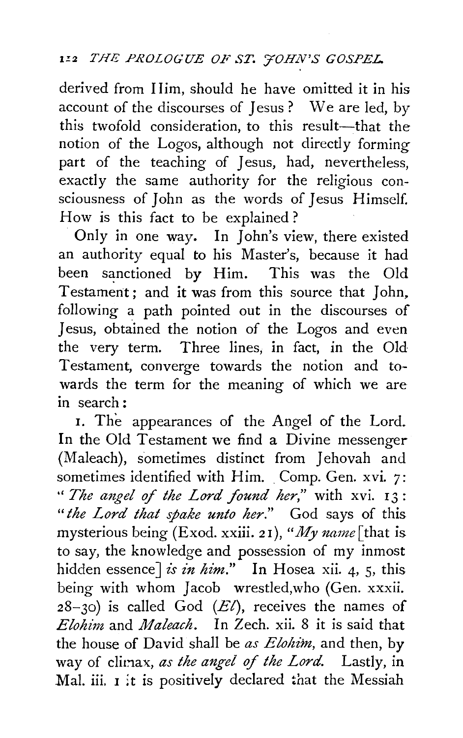derived from Him, should he have omitted it in his account of the discourses of Jesus? We are led, by this twofold consideration, to this result—that the notion of the Logos, although not directly forming part of the teaching of Jesus, had, nevertheless, exactly the same authority for the religious consciousness of John as the words of Jesus Himself. How is this fact to be explained?

Only in one way. In John's view, there existed an authority equal to his Master's, because it had been sanctioned by Him. This was the Old Testament; and it was from this source that John, following a path pointed out in the discourses of Jesus, obtained the notion of the Logos and even the very term. Three lines, in fact, in the Old Testament, converge towards the notion and towards the term for the meaning of which we are in search:

1. The appearances of the Angel of the Lord. In the Old Testament we find a Divine messenger (Maleach), sometimes distinct from Jehovah and sometimes identified with Him. Comp. Gen. xvi. 7: "*The angel of the Lord found her,*" with xvi. 13: "*the Lord that spake unto her.*" God says of this mysterious being (Exod. xxiii. 21), "*My name* [that is to say, the knowledge and possession of my inmost hidden essence] *is in him.*" In Hosea xii. 4, 5, this being with whom Jacob wrestled, who (Gen. xxxii. 28–30) is called God (*El*), receives the names of *Elohim* and *Maleach*. In Zech. xii. 8 it is said that the house of David shall be *as Elohim*, and then, by way of climax, *as the angel of the Lord.* Lastly, in Mal. iii. 1 it is positively declared that the Messiah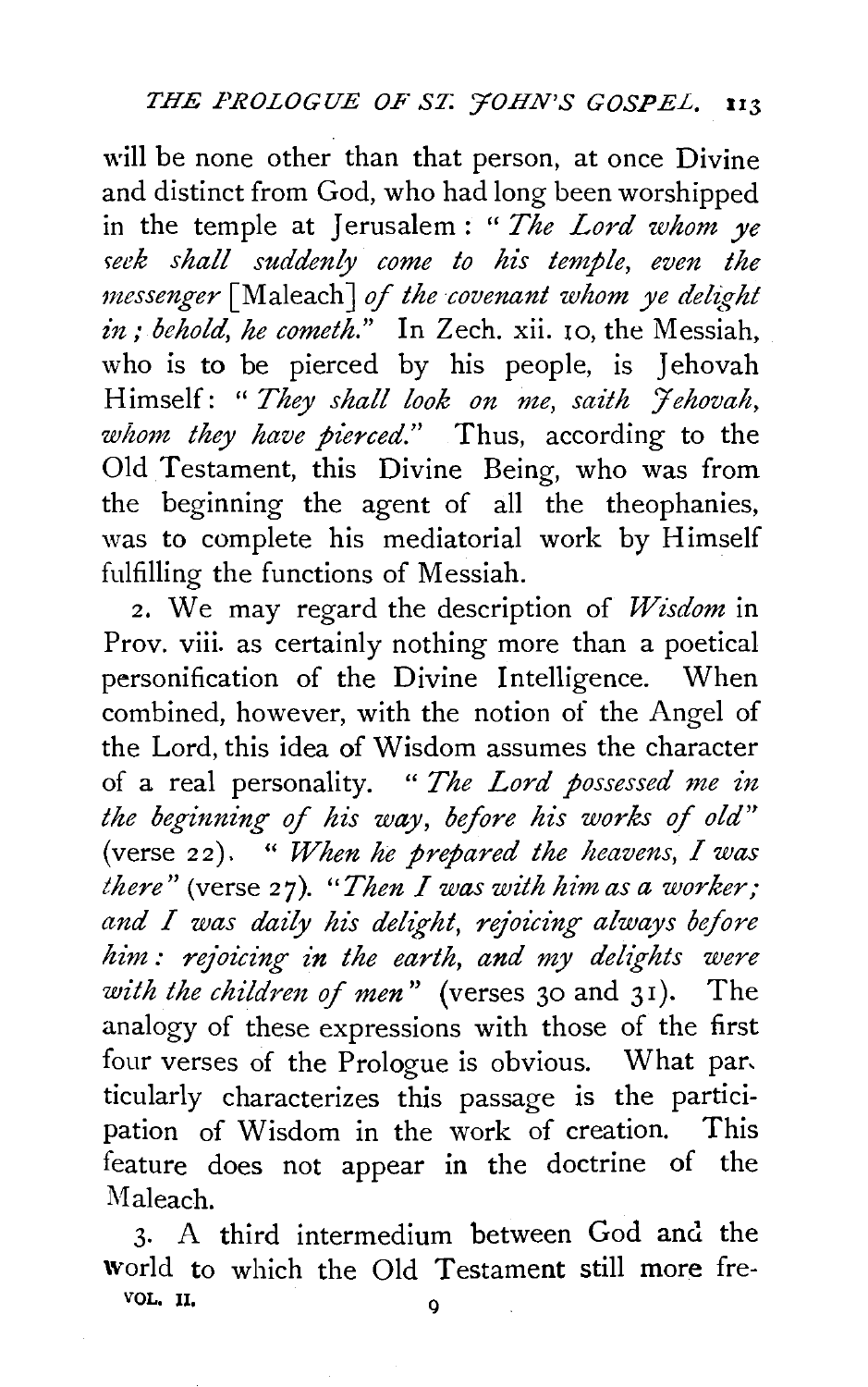will be none other than that person, at once Divine and distinct from God, who had long been worshipped in the temple at Jerusalem: "*The Lord whom ye seek shall suddenly come to his temple, even the messenger* [Maleach] *of the covenant whom ye delight in; behold, he cometh.*" In Zech. xii. 10, the Messiah, who is to be pierced by his people, is Jehovah Himself: "*They shall look on me, saith Jehovah, whom they have pierced.*" Thus, according to the Old Testament, this Divine Being, who was from the beginning the agent of all the theophanies, was to complete his mediatorial work by Himself fulfilling the functions of Messiah.

2. We may regard the description of *Wisdom* in Prov. viii. as certainly nothing more than a poetical personification of the Divine Intelligence. When combined, however, with the notion of the Angel of the Lord, this idea of Wisdom assumes the character of a real personality. "*The Lord possessed me in the beginning of his way, before his works of old*" (verse 22). "*When he prepared the heavens, I was there*" (verse 27). "*Then I was with him as a worker; and I was daily his delight, rejoicing always before him: rejoicing in the earth, and my delights were with the children of men*" (verses 30 and 31). The analogy of these expressions with those of the first four verses of the Prologue is obvious. What particularly characterizes this passage is the participation of Wisdom in the work of creation. This feature does not appear in the doctrine of the Maleach.

3. A third intermedium between God and the world to which the Old Testament still more fre-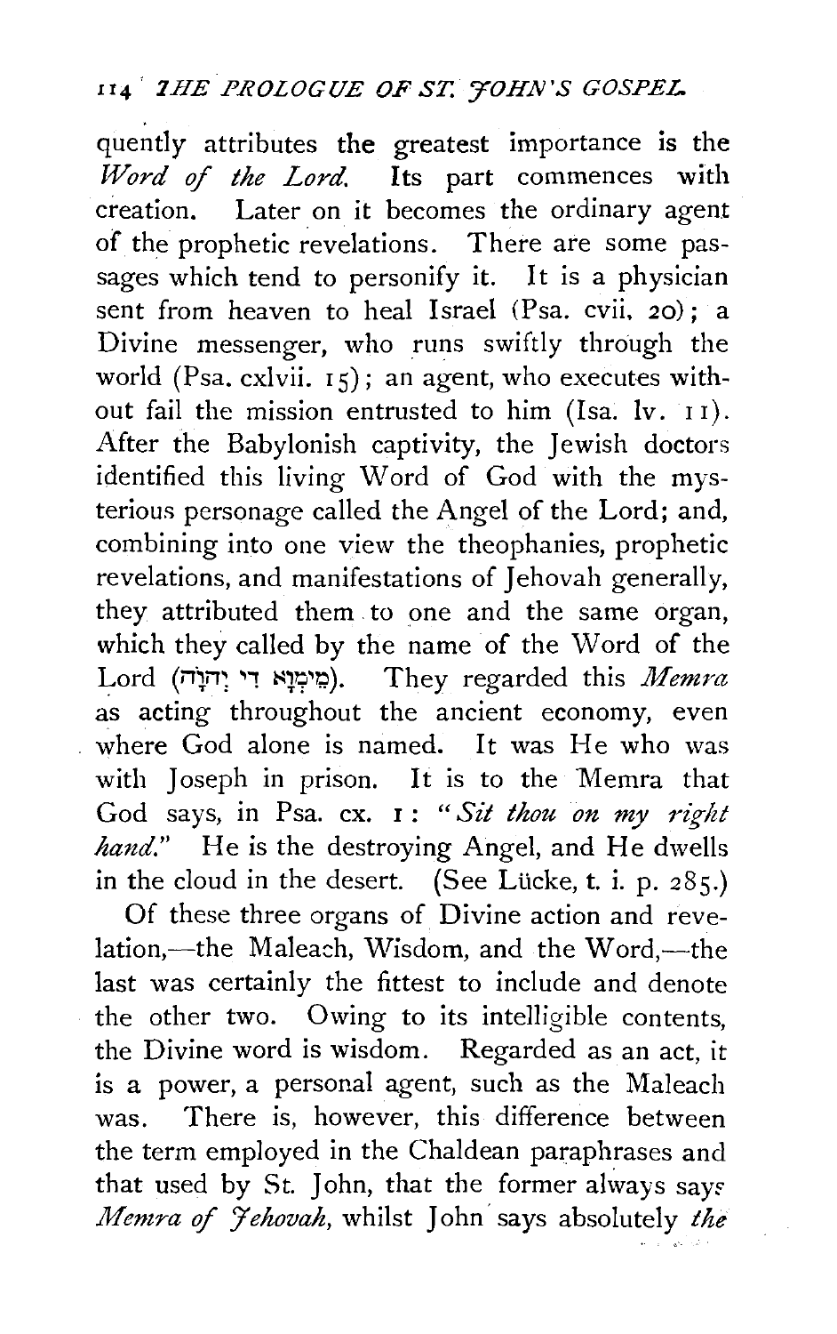quently attributes the greatest importance is the *Word of the Lord.* Its part commences with creation. Later on it becomes the ordinary agent of the prophetic revelations. There are some passages which tend to personify it. It is a physician sent from heaven to heal Israel (Psa. cvii. 20); a Divine messenger, who runs swiftly through the world (Psa. cxlvii. 15); an agent, who executes without fail the mission entrusted to him (Isa. lv. 11). After the Babylonish captivity, the Jewish doctors identified this living Word of God with the mysterious personage called the Angel of the Lord; and, combining into one view the theophanies, prophetic revelations, and manifestations of Jehovah generally, they attributed them to one and the same organ, which they called by the name of the Word of the Lord (מֵימְרָא דִי יְהוָֹה). They regarded this *Memra* as acting throughout the ancient economy, even where God alone is named. It was He who was with Joseph in prison. It is to the Memra that God says, in Psa. cx. 1: "*Sit thou on my right hand.*" He is the destroying Angel, and He dwells in the cloud in the desert. (See Lücke, t. i. p. 285.)

Of these three organs of Divine action and revelation,—the Maleach, Wisdom, and the Word,—the last was certainly the fittest to include and denote the other two. Owing to its intelligible contents, the Divine word is wisdom. Regarded as an act, it is a power, a personal agent, such as the Maleach was. There is, however, this difference between the term employed in the Chaldean paraphrases and that used by St. John, that the former always says *Memra of Jehovah,* whilst John says absolutely *the*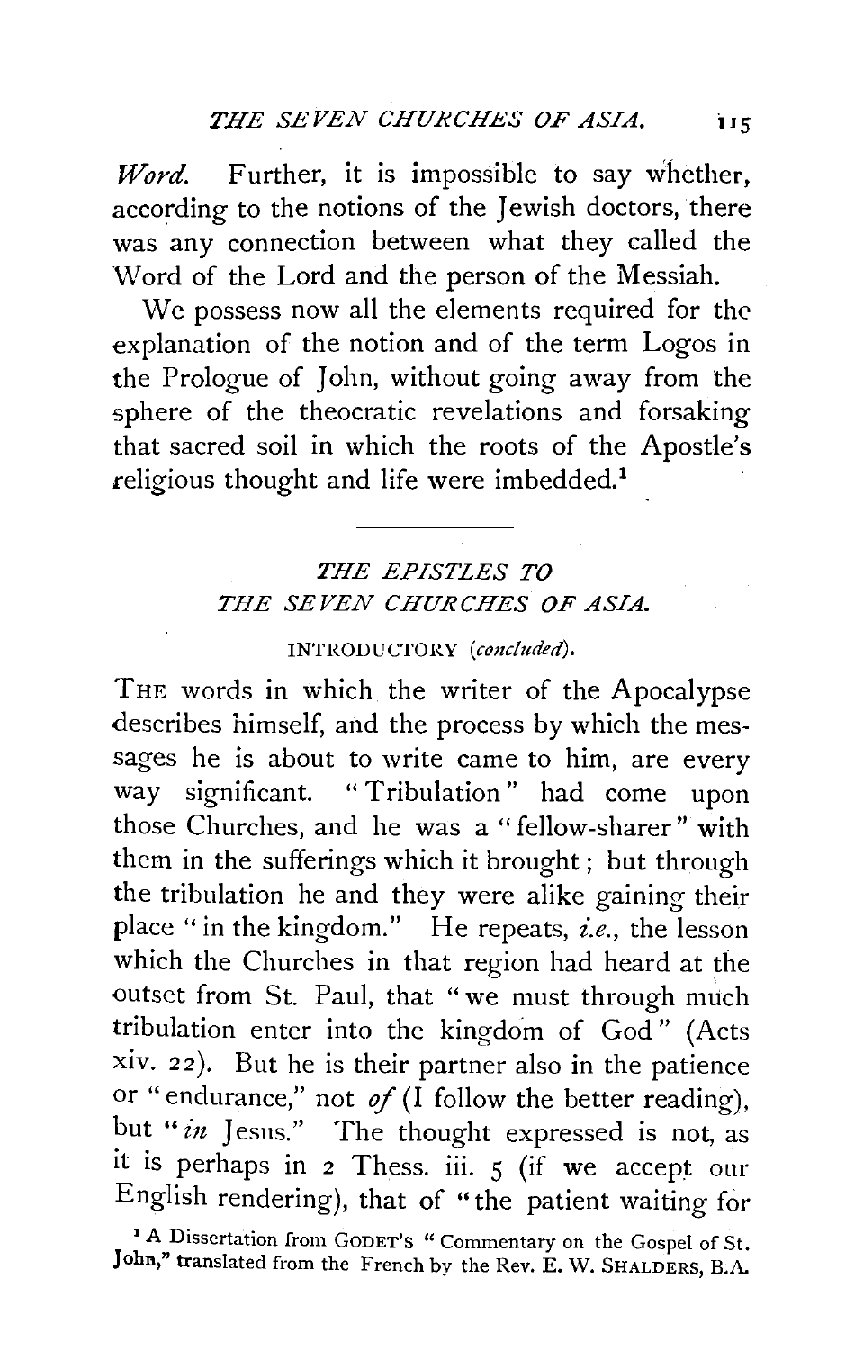*Word.* Further, it is impossible to say whether, according to the notions of the Jewish doctors, there was any connection between what they called the Word of the Lord and the person of the Messiah.

We possess now all the elements required for the explanation of the notion and of the term Logos in the Prologue of John, without going away from the sphere of the theocratic revelations and forsaking that sacred soil in which the roots of the Apostle's religious thought and life were imbedded.[1]

---

## *THE EPISTLES TO THE SEVEN CHURCHES OF ASIA.*

### INTRODUCTORY (*concluded*).

THE words in which the writer of the Apocalypse describes himself, and the process by which the messages he is about to write came to him, are every way significant. "Tribulation" had come upon those Churches, and he was a "fellow-sharer" with them in the sufferings which it brought; but through the tribulation he and they were alike gaining their place "in the kingdom." He repeats, *i.e.*, the lesson which the Churches in that region had heard at the outset from St. Paul, that "we must through much tribulation enter into the kingdom of God" (Acts xiv. 22). But he is their partner also in the patience or "endurance," not *of* (I follow the better reading), but "*in* Jesus." The thought expressed is not, as it is perhaps in 2 Thess. iii. 5 (if we accept our English rendering), that of "the patient waiting for

[1] A Dissertation from GODET'S "Commentary on the Gospel of St. John," translated from the French by the Rev. E. W. SHALDERS, B.A.